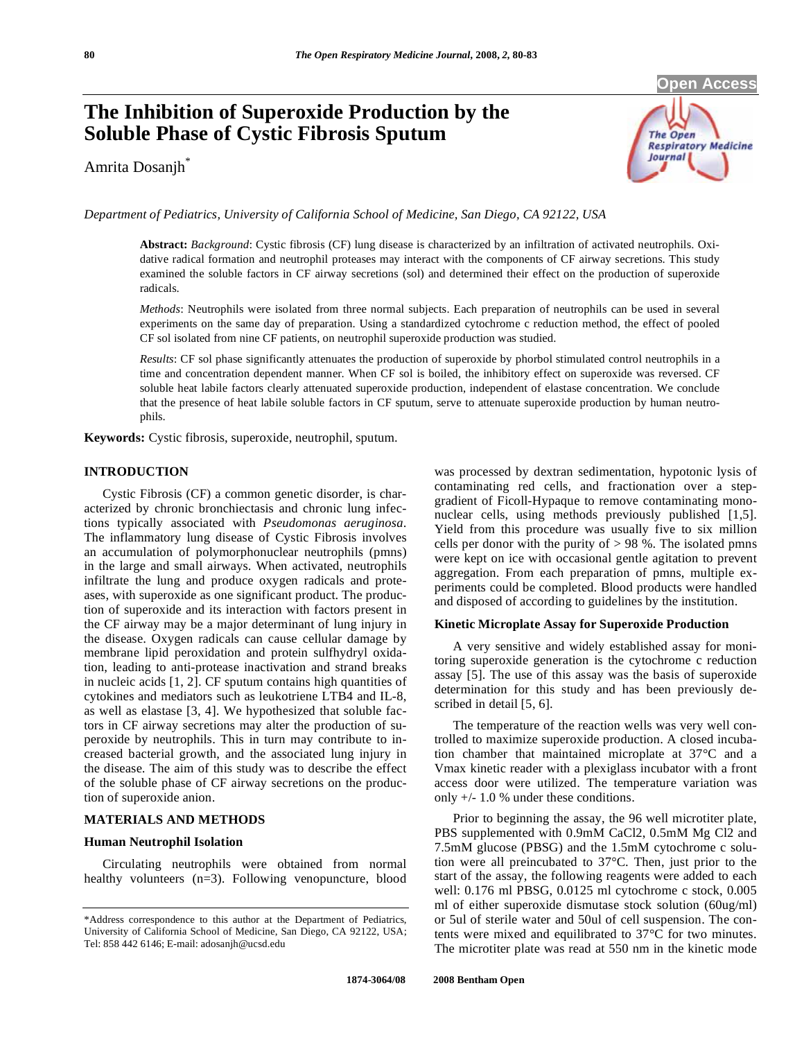# The Inhibition of Superoxide Production by the Soluble Phase of Cystic Fibrosis Sputum

Amrita Dosanjh*

*Department of Pediatrics, University of California School of Medicine, San Diego, CA 92122, USA*

**Abstract:** *Background*: Cystic fibrosis (CF) lung disease is characterized by an infiltration of activated neutrophils. Oxidative radical formation and neutrophil proteases may interact with the components of CF airway secretions. This study examined the soluble factors in CF airway secretions (sol) and determined their effect on the production of superoxide radicals.

*Methods*: Neutrophils were isolated from three normal subjects. Each preparation of neutrophils can be used in several experiments on the same day of preparation. Using a standardized cytochrome c reduction method, the effect of pooled CF sol isolated from nine CF patients, on neutrophil superoxide production was studied.

*Results*: CF sol phase significantly attenuates the production of superoxide by phorbol stimulated control neutrophils in a time and concentration dependent manner. When CF sol is boiled, the inhibitory effect on superoxide was reversed. CF soluble heat labile factors clearly attenuated superoxide production, independent of elastase concentration. We conclude that the presence of heat labile soluble factors in CF sputum, serve to attenuate superoxide production by human neutrophils.

**Keywords:** Cystic fibrosis, superoxide, neutrophil, sputum.

## INTRODUCTION

Cystic Fibrosis (CF) a common genetic disorder, is characterized by chronic bronchiectasis and chronic lung infections typically associated with *Pseudomonas aeruginosa*. The inflammatory lung disease of Cystic Fibrosis involves an accumulation of polymorphonuclear neutrophils (pmns) in the large and small airways. When activated, neutrophils infiltrate the lung and produce oxygen radicals and proteases, with superoxide as one significant product. The production of superoxide and its interaction with factors present in the CF airway may be a major determinant of lung injury in the disease. Oxygen radicals can cause cellular damage by membrane lipid peroxidation and protein sulfhydryl oxidation, leading to anti-protease inactivation and strand breaks in nucleic acids [1, 2]. CF sputum contains high quantities of cytokines and mediators such as leukotriene LTB4 and IL-8, as well as elastase [3, 4]. We hypothesized that soluble factors in CF airway secretions may alter the production of superoxide by neutrophils. This in turn may contribute to increased bacterial growth, and the associated lung injury in the disease. The aim of this study was to describe the effect of the soluble phase of CF airway secretions on the production of superoxide anion.

## MATERIALS AND METHODS

### Human Neutrophil Isolation

Circulating neutrophils were obtained from normal healthy volunteers (n=3). Following venopuncture, blood was processed by dextran sedimentation, hypotonic lysis of contaminating red cells, and fractionation over a step-gradient of Ficoll-Hypaque to remove contaminating mononuclear cells, using methods previously published [1,5]. Yield from this procedure was usually five to six million cells per donor with the purity of > 98 %. The isolated pmns were kept on ice with occasional gentle agitation to prevent aggregation. From each preparation of pmns, multiple experiments could be completed. Blood products were handled and disposed of according to guidelines by the institution.

### Kinetic Microplate Assay for Superoxide Production

A very sensitive and widely established assay for monitoring superoxide generation is the cytochrome c reduction assay [5]. The use of this assay was the basis of superoxide determination for this study and has been previously described in detail [5, 6].

The temperature of the reaction wells was very well controlled to maximize superoxide production. A closed incubation chamber that maintained microplate at 37°C and a Vmax kinetic reader with a plexiglass incubator with a front access door were utilized. The temperature variation was only +/- 1.0 % under these conditions.

Prior to beginning the assay, the 96 well microtiter plate, PBS supplemented with 0.9mM $CaCl_2$, 0.5mM $MgCl_2$ and 7.5mM glucose (PBSG) and the 1.5mM cytochrome c solution were all preincubated to 37°C. Then, just prior to the start of the assay, the following reagents were added to each well: 0.176 ml PBSG, 0.0125 ml cytochrome c stock, 0.005 ml of either superoxide dismutase stock solution (60ug/ml) or 5ul of sterile water and 50ul of cell suspension. The contents were mixed and equilibrated to 37°C for two minutes. The microtiter plate was read at 550 nm in the kinetic mode

*Address correspondence to this author at the Department of Pediatrics, University of California School of Medicine, San Diego, CA 92122, USA; Tel: 858 442 6146; E-mail: adosanjh@ucsd.edu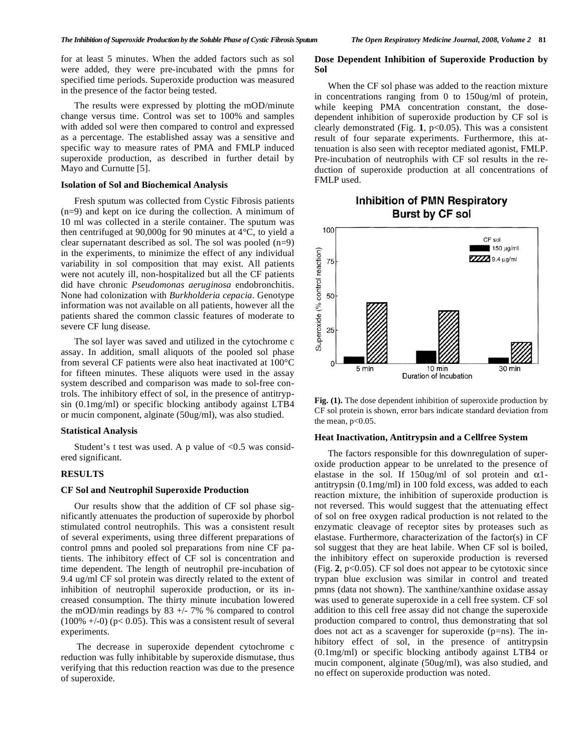for at least 5 minutes. When the added factors such as sol were added, they were pre-incubated with the pmns for specified time periods. Superoxide production was measured in the presence of the factor being tested.

The results were expressed by plotting the mOD/minute change versus time. Control was set to 100% and samples with added sol were then compared to control and expressed as a percentage. The established assay was a sensitive and specific way to measure rates of PMA and FMLP induced superoxide production, as described in further detail by Mayo and Curnutte [5].

### Isolation of Sol and Biochemical Analysis

Fresh sputum was collected from Cystic Fibrosis patients (n=9) and kept on ice during the collection. A minimum of 10 ml was collected in a sterile container. The sputum was then centrifuged at 90,000g for 90 minutes at 4°C, to yield a clear supernatant described as sol. The sol was pooled (n=9) in the experiments, to minimize the effect of any individual variability in sol composition that may exist. All patients were not acutely ill, non-hospitalized but all the CF patients did have chronic *Pseudomonas aeruginosa* endobronchitis. None had colonization with *Burkholderia cepacia*. Genotype information was not available on all patients, however all the patients shared the common classic features of moderate to severe CF lung disease.

The sol layer was saved and utilized in the cytochrome c assay. In addition, small aliquots of the pooled sol phase from several CF patients were also heat inactivated at 100°C for fifteen minutes. These aliquots were used in the assay system described and comparison was made to sol-free controls. The inhibitory effect of sol, in the presence of antitrypsin (0.1mg/ml) or specific blocking antibody against LTB4 or mucin component, alginate (50ug/ml), was also studied.

### Statistical Analysis

Student's t test was used. A p value of <0.5 was considered significant.

## RESULTS

### CF Sol and Neutrophil Superoxide Production

Our results show that the addition of CF sol phase significantly attenuates the production of superoxide by phorbol stimulated control neutrophils. This was a consistent result of several experiments, using three different preparations of control pmns and pooled sol preparations from nine CF patients. The inhibitory effect of CF sol is concentration and time dependent. The length of neutrophil pre-incubation of 9.4 ug/ml CF sol protein was directly related to the extent of inhibition of neutrophil superoxide production, or its increased consumption. The thirty minute incubation lowered the mOD/min readings by 83 +/- 7% % compared to control (100% +/-0) ($p < 0.05$). This was a consistent result of several experiments.

The decrease in superoxide dependent cytochrome c reduction was fully inhibitable by superoxide dismutase, thus verifying that this reduction reaction was due to the presence of superoxide.

### Dose Dependent Inhibition of Superoxide Production by Sol

When the CF sol phase was added to the reaction mixture in concentrations ranging from 0 to 150ug/ml of protein, while keeping PMA concentration constant, the dose-dependent inhibition of superoxide production by CF sol is clearly demonstrated (Fig. **1**, $p<0.05$). This was a consistent result of four separate experiments. Furthermore, this attenuation is also seen with receptor mediated agonist, FMLP. Pre-incubation of neutrophils with CF sol results in the reduction of superoxide production at all concentrations of FMLP used.

**Fig. (1).** The dose dependent inhibition of superoxide production by CF sol protein is shown, error bars indicate standard deviation from the mean, $p<0.05$.

### Heat Inactivation, Antitrypsin and a Cellfree System

The factors responsible for this downregulation of superoxide production appear to be unrelated to the presence of elastase in the sol. If 150ug/ml of sol protein and α1-antitrypsin (0.1mg/ml) in 100 fold excess, was added to each reaction mixture, the inhibition of superoxide production is not reversed. This would suggest that the attenuating effect of sol on free oxygen radical production is not related to the enzymatic cleavage of receptor sites by proteases such as elastase. Furthermore, characterization of the factor(s) in CF sol suggest that they are heat labile. When CF sol is boiled, the inhibitory effect on superoxide production is reversed (Fig. **2**, $p<0.05$). CF sol does not appear to be cytotoxic since trypan blue exclusion was similar in control and treated pmns (data not shown). The xanthine/xanthine oxidase assay was used to generate superoxide in a cell free system. CF sol addition to this cell free assay did not change the superoxide production compared to control, thus demonstrating that sol does not act as a scavenger for superoxide (p=ns). The inhibitory effect of sol, in the presence of antitrypsin (0.1mg/ml) or specific blocking antibody against LTB4 or mucin component, alginate (50ug/ml), was also studied, and no effect on superoxide production was noted.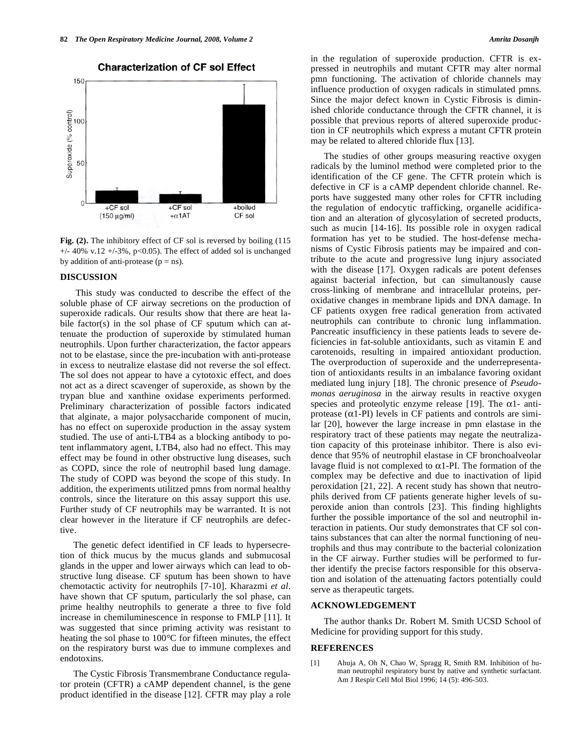**Fig. (2).** The inhibitory effect of CF sol is reversed by boiling (115 +/- 40% v.12 +/-3%, $p<0.05$). The effect of added sol is unchanged by addition of anti-protease (p = ns).

## DISCUSSION

This study was conducted to describe the effect of the soluble phase of CF airway secretions on the production of superoxide radicals. Our results show that there are heat labile factor(s) in the sol phase of CF sputum which can attenuate the production of superoxide by stimulated human neutrophils. Upon further characterization, the factor appears not to be elastase, since the pre-incubation with anti-protease in excess to neutralize elastase did not reverse the sol effect. The sol does not appear to have a cytotoxic effect, and does not act as a direct scavenger of superoxide, as shown by the trypan blue and xanthine oxidase experiments performed. Preliminary characterization of possible factors indicated that alginate, a major polysaccharide component of mucin, has no effect on superoxide production in the assay system studied. The use of anti-LTB4 as a blocking antibody to potent inflammatory agent, LTB4, also had no effect. This may effect may be found in other obstructive lung diseases, such as COPD, since the role of neutrophil based lung damage. The study of COPD was beyond the scope of this study. In addition, the experiments utilitzed pmns from normal healthy controls, since the literature on this assay support this use. Further study of CF neutrophils may be warranted. It is not clear however in the literature if CF neutrophils are defective.

The genetic defect identified in CF leads to hypersecretion of thick mucus by the mucus glands and submucosal glands in the upper and lower airways which can lead to obstructive lung disease. CF sputum has been shown to have chemotactic activity for neutrophils [7-10]. Kharazmi *et al*. have shown that CF sputum, particularly the sol phase, can prime healthy neutrophils to generate a three to five fold increase in chemiluminescence in response to FMLP [11]. It was suggested that since priming activity was resistant to heating the sol phase to 100°C for fifteen minutes, the effect on the respiratory burst was due to immune complexes and endotoxins.

The Cystic Fibrosis Transmembrane Conductance regulator protein (CFTR) a cAMP dependent channel, is the gene product identified in the disease [12]. CFTR may play a role in the regulation of superoxide production. CFTR is expressed in neutrophils and mutant CFTR may alter normal pmn functioning. The activation of chloride channels may influence production of oxygen radicals in stimulated pmns. Since the major defect known in Cystic Fibrosis is diminished chloride conductance through the CFTR channel, it is possible that previous reports of altered superoxide production in CF neutrophils which express a mutant CFTR protein may be related to altered chloride flux [13].

The studies of other groups measuring reactive oxygen radicals by the luminol method were completed prior to the identification of the CF gene. The CFTR protein which is defective in CF is a cAMP dependent chloride channel. Reports have suggested many other roles for CFTR including the regulation of endocytic trafficking, organelle acidification and an alteration of glycosylation of secreted products, such as mucin [14-16]. Its possible role in oxygen radical formation has yet to be studied. The host-defense mechanisms of Cystic Fibrosis patients may be impaired and contribute to the acute and progressive lung injury associated with the disease [17]. Oxygen radicals are potent defenses against bacterial infection, but can simultanously cause cross-linking of membrane and intracellular proteins, peroxidative changes in membrane lipids and DNA damage. In CF patients oxygen free radical generation from activated neutrophils can contribute to chronic lung inflammation. Pancreatic insufficiency in these patients leads to severe deficiencies in fat-soluble antioxidants, such as vitamin E and carotenoids, resulting in impaired antioxidant production. The overproduction of superoxide and the underrepresentation of antioxidants results in an imbalance favoring oxidant mediated lung injury [18]. The chronic presence of *Pseudomonas aeruginosa* in the airway results in reactive oxygen species and proteolytic enzyme release [19]. The $\alpha$1- antiprotease ($\alpha$1-PI) levels in CF patients and controls are similar [20], however the large increase in pmn elastase in the respiratory tract of these patients may negate the neutralization capacity of this proteinase inhibitor. There is also evidence that 95% of neutrophil elastase in CF bronchoalveolar lavage fluid is not complexed to $\alpha$1-PI. The formation of the complex may be defective and due to inactivation of lipid peroxidation [21, 22]. A recent study has shown that neutrophils derived from CF patients generate higher levels of superoxide anion than controls [23]. This finding highlights further the possible importance of the sol and neutrophil interaction in patients. Our study demonstrates that CF sol contains substances that can alter the normal functioning of neutrophils and thus may contribute to the bacterial colonization in the CF airway. Further studies will be performed to further identify the precise factors responsible for this observation and isolation of the attenuating factors potentially could serve as therapeutic targets.

## ACKNOWLEDGEMENT

The author thanks Dr. Robert M. Smith UCSD School of Medicine for providing support for this study.

## REFERENCES

[1] Ahuja A, Oh N, Chao W, Spragg R, Smith RM. Inhibition of human neutrophil respiratory burst by native and synthetic surfactant. Am J Respir Cell Mol Biol 1996; 14 (5): 496-503.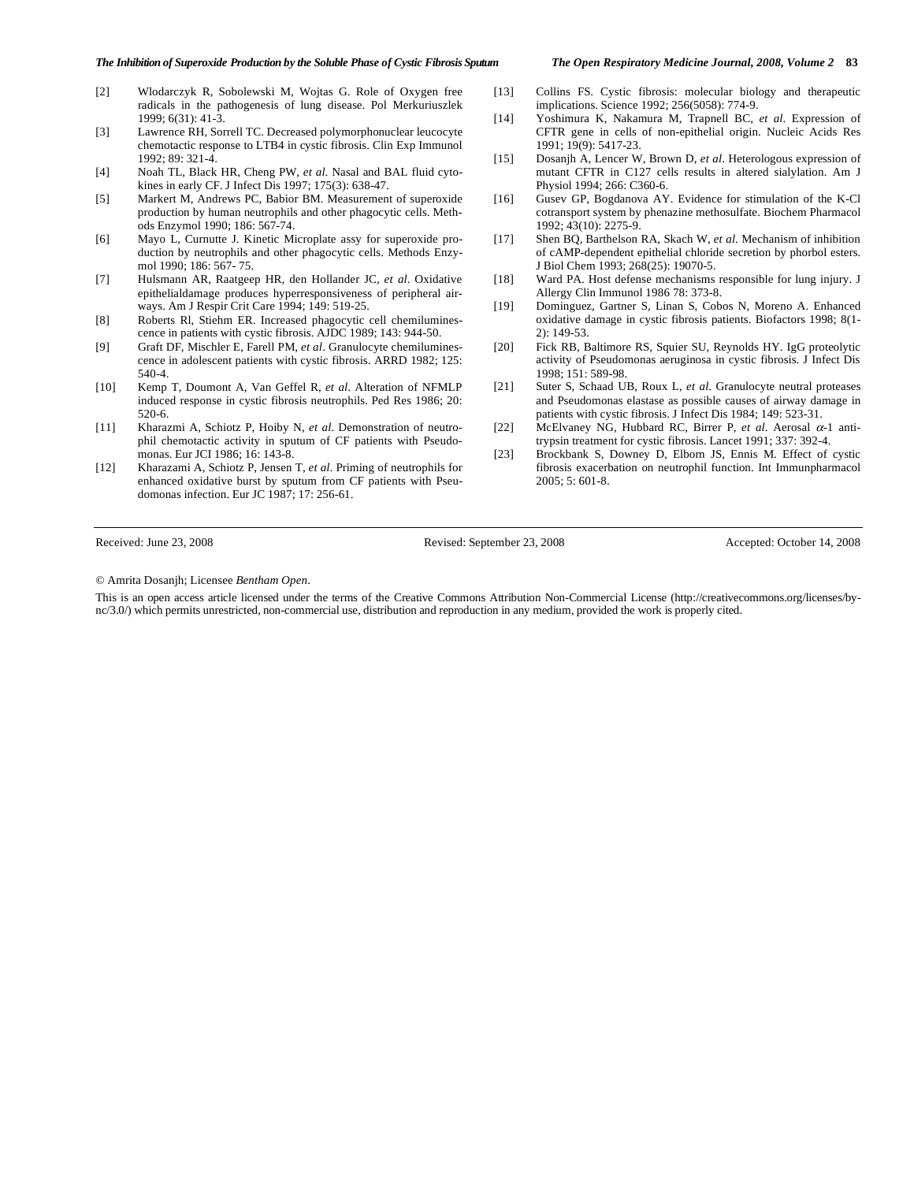[2] Wlodarczyk R, Sobolewski M, Wojtas G. Role of Oxygen free radicals in the pathogenesis of lung disease. Pol Merkuriuszlek 1999; 6(31): 41-3.

[3] Lawrence RH, Sorrell TC. Decreased polymorphonuclear leucocyte chemotactic response to LTB4 in cystic fibrosis. Clin Exp Immunol 1992; 89: 321-4.

[4] Noah TL, Black HR, Cheng PW, *et al*. Nasal and BAL fluid cytokines in early CF. J Infect Dis 1997; 175(3): 638-47.

[5] Markert M, Andrews PC, Babior BM. Measurement of superoxide production by human neutrophils and other phagocytic cells. Methods Enzymol 1990; 186: 567-74.

[6] Mayo L, Curnutte J. Kinetic Microplate assy for superoxide production by neutrophils and other phagocytic cells. Methods Enzymol 1990; 186: 567- 75.

[7] Hulsmann AR, Raatgeep HR, den Hollander JC, *et al*. Oxidative epithelialdamage produces hyperresponsiveness of peripheral airways. Am J Respir Crit Care 1994; 149: 519-25.

[8] Roberts Rl, Stiehm ER. Increased phagocytic cell chemiluminescence in patients with cystic fibrosis. AJDC 1989; 143: 944-50.

[9] Graft DF, Mischler E, Farell PM, *et al*. Granulocyte chemiluminescence in adolescent patients with cystic fibrosis. ARRD 1982; 125: 540-4.

[10] Kemp T, Doumont A, Van Geffel R, *et al*. Alteration of NFMLP induced response in cystic fibrosis neutrophils. Ped Res 1986; 20: 520-6.

[11] Kharazmi A, Schiotz P, Hoiby N, *et al*. Demonstration of neutrophil chemotactic activity in sputum of CF patients with Pseudomonas. Eur JCI 1986; 16: 143-8.

[12] Kharazami A, Schiotz P, Jensen T, *et al*. Priming of neutrophils for enhanced oxidative burst by sputum from CF patients with Pseudomonas infection. Eur JC 1987; 17: 256-61.

[13] Collins FS. Cystic fibrosis: molecular biology and therapeutic implications. Science 1992; 256(5058): 774-9.

[14] Yoshimura K, Nakamura M, Trapnell BC, *et al*. Expression of CFTR gene in cells of non-epithelial origin. Nucleic Acids Res 1991; 19(9): 5417-23.

[15] Dosanjh A, Lencer W, Brown D, *et al*. Heterologous expression of mutant CFTR in C127 cells results in altered sialylation. Am J Physiol 1994; 266: C360-6.

[16] Gusev GP, Bogdanova AY. Evidence for stimulation of the K-Cl cotransport system by phenazine methosulfate. Biochem Pharmacol 1992; 43(10): 2275-9.

[17] Shen BQ, Barthelson RA, Skach W, *et al*. Mechanism of inhibition of cAMP-dependent epithelial chloride secretion by phorbol esters. J Biol Chem 1993; 268(25): 19070-5.

[18] Ward PA. Host defense mechanisms responsible for lung injury. J Allergy Clin Immunol 1986 78: 373-8.

[19] Dominguez, Gartner S, Linan S, Cobos N, Moreno A. Enhanced oxidative damage in cystic fibrosis patients. Biofactors 1998; 8(1-2): 149-53.

[20] Fick RB, Baltimore RS, Squier SU, Reynolds HY. IgG proteolytic activity of Pseudomonas aeruginosa in cystic fibrosis. J Infect Dis 1998; 151: 589-98.

[21] Suter S, Schaad UB, Roux L, *et al*. Granulocyte neutral proteases and Pseudomonas elastase as possible causes of airway damage in patients with cystic fibrosis. J Infect Dis 1984; 149: 523-31.

[22] McElvaney NG, Hubbard RC, Birrer P, *et al*. Aerosal $\alpha$-1 antitrypsin treatment for cystic fibrosis. Lancet 1991; 337: 392-4.

[23] Brockbank S, Downey D, Elborn JS, Ennis M. Effect of cystic fibrosis exacerbation on neutrophil function. Int Immunpharmacol 2005; 5: 601-8.

Received: June 23, 2008 Revised: September 23, 2008 Accepted: October 14, 2008

© Amrita Dosanjh; Licensee *Bentham Open*.

This is an open access article licensed under the terms of the Creative Commons Attribution Non-Commercial License (http://creativecommons.org/licenses/by-nc/3.0/) which permits unrestricted, non-commercial use, distribution and reproduction in any medium, provided the work is properly cited.